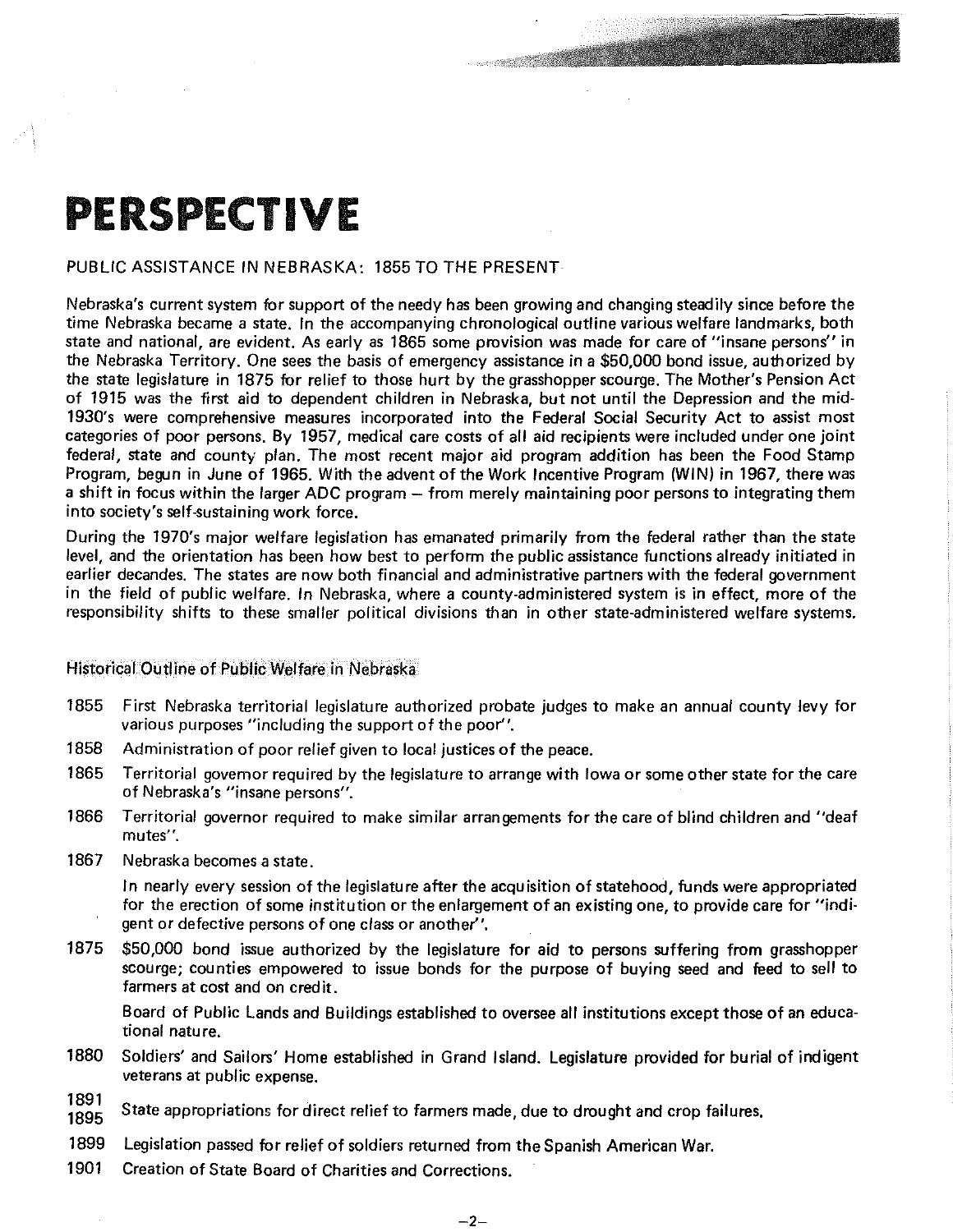# PERSPECTIVE

PUBLIC ASSISTANCE IN NEBRASKA: 1855 TO THE PRESENT

Nebraska's current system for support of the needy has been growing and changing steadily since before the time Nebraska became a state. In the accompanying chronological outline various welfare landmarks, both state and national, are evident. As early as 1865 some provision was made for care of "insane persons" in the Nebraska Territory. One sees the basis of emergency assistance in a $50,000 bond issue, authorized by the state legislature in 1875 for relief to those hurt by the grasshopper scourge. The Mother's Pension Act of 1915 was the first aid to dependent children in Nebraska, but not until the Depression and the mid-1930's were comprehensive measures incorporated into the Federal Social Security Act to assist most categories of poor persons. By 1957, medical care costs of all aid recipients were included under one joint federal, state and county plan. The most recent major aid program addition has been the Food Stamp Program, begun in June of 1965. With the advent of the Work Incentive Program (WIN) in 1967, there was a shift in focus within the larger ADC program – from merely maintaining poor persons to integrating them into society's self-sustaining work force.

During the 1970's major welfare legislation has emanated primarily from the federal rather than the state level, and the orientation has been how best to perform the public assistance functions already initiated in earlier decandes. The states are now both financial and administrative partners with the federal government in the field of public welfare. In Nebraska, where a county-administered system is in effect, more of the responsibility shifts to these smaller political divisions than in other state-administered welfare systems.

## Historical Outline of Public Welfare in Nebraska

1855 First Nebraska territorial legislature authorized probate judges to make an annual county levy for various purposes "including the support of the poor".

1858 Administration of poor relief given to local justices of the peace.

1865 Territorial governor required by the legislature to arrange with Iowa or some other state for the care of Nebraska's "insane persons".

1866 Territorial governor required to make similar arrangements for the care of blind children and "deaf mutes".

1867 Nebraska becomes a state.

In nearly every session of the legislature after the acquisition of statehood, funds were appropriated for the erection of some institution or the enlargement of an existing one, to provide care for "indigent or defective persons of one class or another".

1875 $50,000 bond issue authorized by the legislature for aid to persons suffering from grasshopper scourge; counties empowered to issue bonds for the purpose of buying seed and feed to sell to farmers at cost and on credit.

Board of Public Lands and Buildings established to oversee all institutions except those of an educational nature.

1880 Soldiers' and Sailors' Home established in Grand Island. Legislature provided for burial of indigent veterans at public expense.

1891
1895 State appropriations for direct relief to farmers made, due to drought and crop failures.

1899 Legislation passed for relief of soldiers returned from the Spanish American War.

1901 Creation of State Board of Charities and Corrections.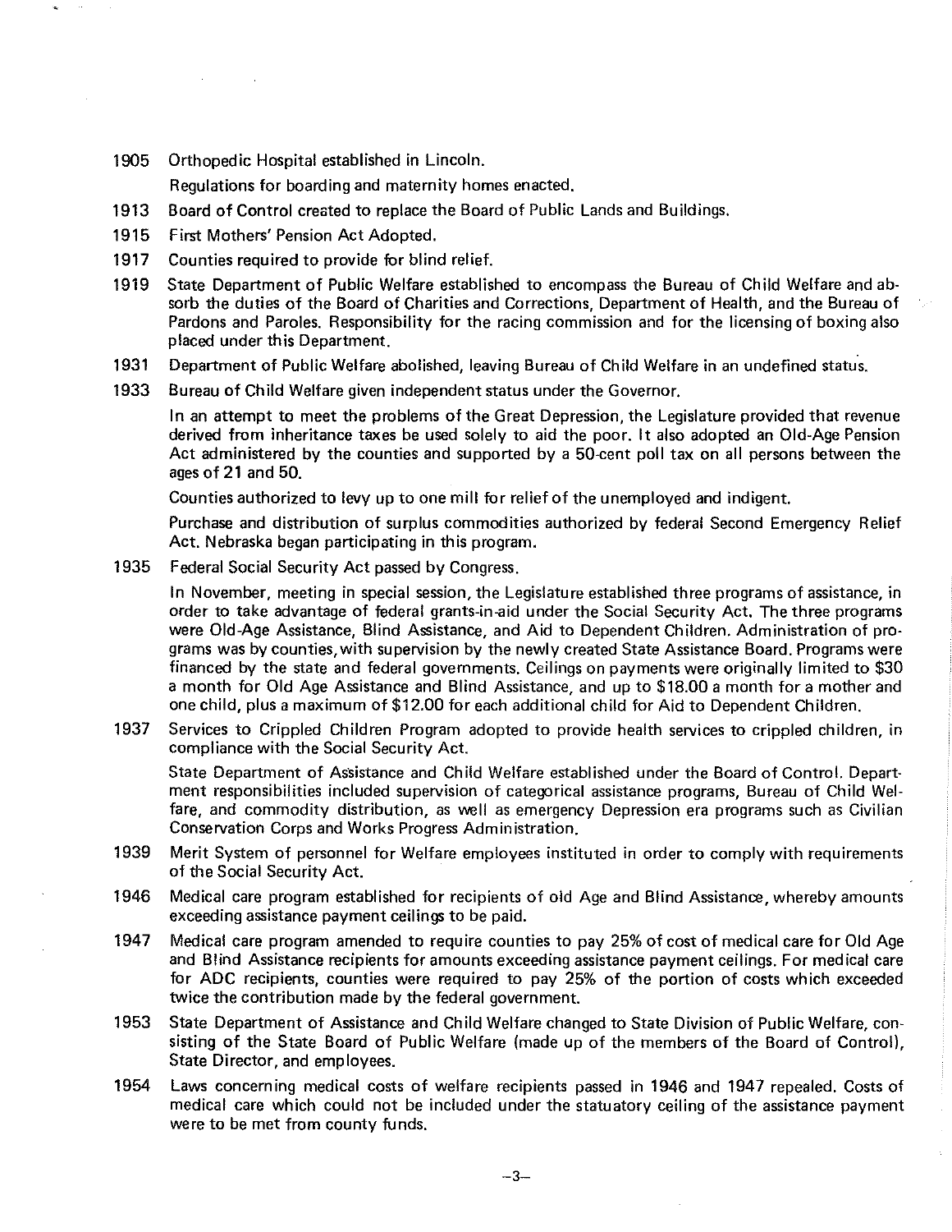1905 Orthopedic Hospital established in Lincoln.

Regulations for boarding and maternity homes enacted.

1913 Board of Control created to replace the Board of Public Lands and Buildings.

1915 First Mothers' Pension Act Adopted.

1917 Counties required to provide for blind relief.

1919 State Department of Public Welfare established to encompass the Bureau of Child Welfare and absorb the duties of the Board of Charities and Corrections, Department of Health, and the Bureau of Pardons and Paroles. Responsibility for the racing commission and for the licensing of boxing also placed under this Department.

1931 Department of Public Welfare abolished, leaving Bureau of Child Welfare in an undefined status.

1933 Bureau of Child Welfare given independent status under the Governor.

In an attempt to meet the problems of the Great Depression, the Legislature provided that revenue derived from inheritance taxes be used solely to aid the poor. It also adopted an Old-Age Pension Act administered by the counties and supported by a 50-cent poll tax on all persons between the ages of 21 and 50.

Counties authorized to levy up to one mill for relief of the unemployed and indigent.

Purchase and distribution of surplus commodities authorized by federal Second Emergency Relief Act. Nebraska began participating in this program.

1935 Federal Social Security Act passed by Congress.

In November, meeting in special session, the Legislature established three programs of assistance, in order to take advantage of federal grants-in-aid under the Social Security Act. The three programs were Old-Age Assistance, Blind Assistance, and Aid to Dependent Children. Administration of programs was by counties, with supervision by the newly created State Assistance Board. Programs were financed by the state and federal governments. Ceilings on payments were originally limited to $30 a month for Old Age Assistance and Blind Assistance, and up to $18.00 a month for a mother and one child, plus a maximum of $12.00 for each additional child for Aid to Dependent Children.

1937 Services to Crippled Children Program adopted to provide health services to crippled children, in compliance with the Social Security Act.

State Department of Assistance and Child Welfare established under the Board of Control. Department responsibilities included supervision of categorical assistance programs, Bureau of Child Welfare, and commodity distribution, as well as emergency Depression era programs such as Civilian Conservation Corps and Works Progress Administration.

1939 Merit System of personnel for Welfare employees instituted in order to comply with requirements of the Social Security Act.

1946 Medical care program established for recipients of old Age and Blind Assistance, whereby amounts exceeding assistance payment ceilings to be paid.

1947 Medical care program amended to require counties to pay 25% of cost of medical care for Old Age and Blind Assistance recipients for amounts exceeding assistance payment ceilings. For medical care for ADC recipients, counties were required to pay 25% of the portion of costs which exceeded twice the contribution made by the federal government.

1953 State Department of Assistance and Child Welfare changed to State Division of Public Welfare, consisting of the State Board of Public Welfare (made up of the members of the Board of Control), State Director, and employees.

1954 Laws concerning medical costs of welfare recipients passed in 1946 and 1947 repealed. Costs of medical care which could not be included under the statuatory ceiling of the assistance payment were to be met from county funds.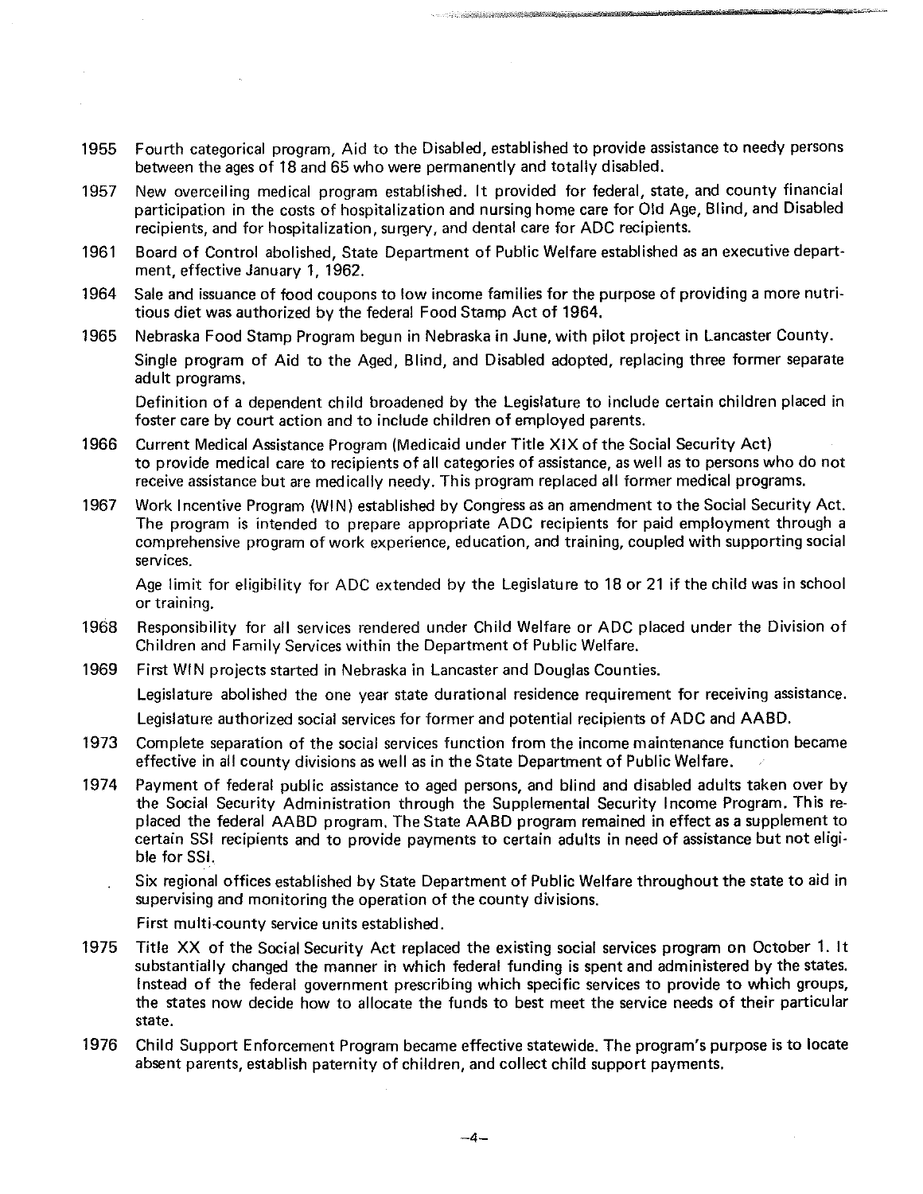1955 Fourth categorical program, Aid to the Disabled, established to provide assistance to needy persons between the ages of 18 and 65 who were permanently and totally disabled.

1957 New overceiling medical program established. It provided for federal, state, and county financial participation in the costs of hospitalization and nursing home care for Old Age, Blind, and Disabled recipients, and for hospitalization, surgery, and dental care for ADC recipients.

1961 Board of Control abolished, State Department of Public Welfare established as an executive department, effective January 1, 1962.

1964 Sale and issuance of food coupons to low income families for the purpose of providing a more nutritious diet was authorized by the federal Food Stamp Act of 1964.

1965 Nebraska Food Stamp Program begun in Nebraska in June, with pilot project in Lancaster County.

Single program of Aid to the Aged, Blind, and Disabled adopted, replacing three former separate adult programs.

Definition of a dependent child broadened by the Legislature to include certain children placed in foster care by court action and to include children of employed parents.

1966 Current Medical Assistance Program (Medicaid under Title XIX of the Social Security Act) to provide medical care to recipients of all categories of assistance, as well as to persons who do not receive assistance but are medically needy. This program replaced all former medical programs.

1967 Work Incentive Program (WIN) established by Congress as an amendment to the Social Security Act. The program is intended to prepare appropriate ADC recipients for paid employment through a comprehensive program of work experience, education, and training, coupled with supporting social services.

Age limit for eligibility for ADC extended by the Legislature to 18 or 21 if the child was in school or training.

1968 Responsibility for all services rendered under Child Welfare or ADC placed under the Division of Children and Family Services within the Department of Public Welfare.

1969 First WIN projects started in Nebraska in Lancaster and Douglas Counties.

Legislature abolished the one year state durational residence requirement for receiving assistance.

Legislature authorized social services for former and potential recipients of ADC and AABD.

1973 Complete separation of the social services function from the income maintenance function became effective in all county divisions as well as in the State Department of Public Welfare.

1974 Payment of federal public assistance to aged persons, and blind and disabled adults taken over by the Social Security Administration through the Supplemental Security Income Program. This replaced the federal AABD program. The State AABD program remained in effect as a supplement to certain SSI recipients and to provide payments to certain adults in need of assistance but not eligible for SSI.

Six regional offices established by State Department of Public Welfare throughout the state to aid in supervising and monitoring the operation of the county divisions.

First multi-county service units established.

1975 Title XX of the Social Security Act replaced the existing social services program on October 1. It substantially changed the manner in which federal funding is spent and administered by the states. Instead of the federal government prescribing which specific services to provide to which groups, the states now decide how to allocate the funds to best meet the service needs of their particular state.

1976 Child Support Enforcement Program became effective statewide. The program's purpose is to locate absent parents, establish paternity of children, and collect child support payments.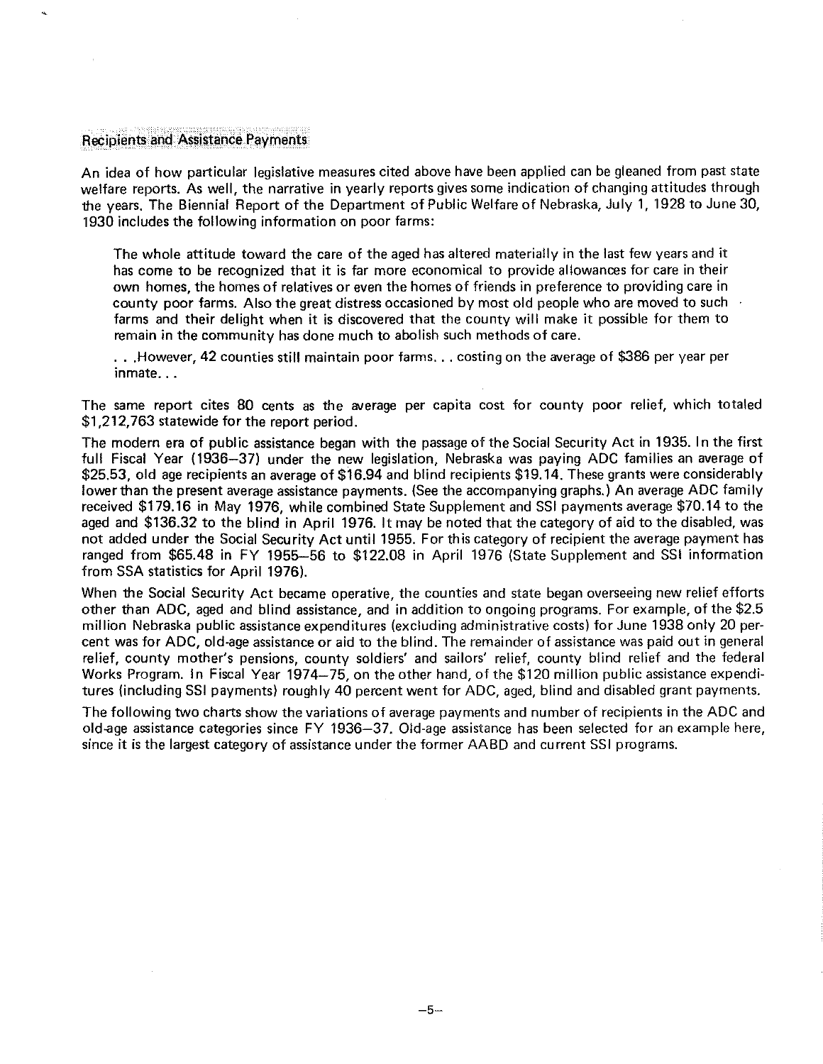## Recipients and Assistance Payments

An idea of how particular legislative measures cited above have been applied can be gleaned from past state welfare reports. As well, the narrative in yearly reports gives some indication of changing attitudes through the years. The Biennial Report of the Department of Public Welfare of Nebraska, July 1, 1928 to June 30, 1930 includes the following information on poor farms:

> The whole attitude toward the care of the aged has altered materially in the last few years and it has come to be recognized that it is far more economical to provide allowances for care in their own homes, the homes of relatives or even the homes of friends in preference to providing care in county poor farms. Also the great distress occasioned by most old people who are moved to such farms and their delight when it is discovered that the county will make it possible for them to remain in the community has done much to abolish such methods of care.
>
> . . .However, 42 counties still maintain poor farms. . . costing on the average of $386 per year per inmate. . .

The same report cites 80 cents as the average per capita cost for county poor relief, which totaled $1,212,763 statewide for the report period.

The modern era of public assistance began with the passage of the Social Security Act in 1935. In the first full Fiscal Year (1936–37) under the new legislation, Nebraska was paying ADC families an average of $25.53, old age recipients an average of $16.94 and blind recipients $19.14. These grants were considerably lower than the present average assistance payments. (See the accompanying graphs.) An average ADC family received $179.16 in May 1976, while combined State Supplement and SSI payments average $70.14 to the aged and $136.32 to the blind in April 1976. It may be noted that the category of aid to the disabled, was not added under the Social Security Act until 1955. For this category of recipient the average payment has ranged from $65.48 in FY 1955–56 to $122.08 in April 1976 (State Supplement and SSI information from SSA statistics for April 1976).

When the Social Security Act became operative, the counties and state began overseeing new relief efforts other than ADC, aged and blind assistance, and in addition to ongoing programs. For example, of the $2.5 million Nebraska public assistance expenditures (excluding administrative costs) for June 1938 only 20 percent was for ADC, old-age assistance or aid to the blind. The remainder of assistance was paid out in general relief, county mother's pensions, county soldiers' and sailors' relief, county blind relief and the federal Works Program. In Fiscal Year 1974–75, on the other hand, of the $120 million public assistance expenditures (including SSI payments) roughly 40 percent went for ADC, aged, blind and disabled grant payments.

The following two charts show the variations of average payments and number of recipients in the ADC and old-age assistance categories since FY 1936–37. Old-age assistance has been selected for an example here, since it is the largest category of assistance under the former AABD and current SSI programs.